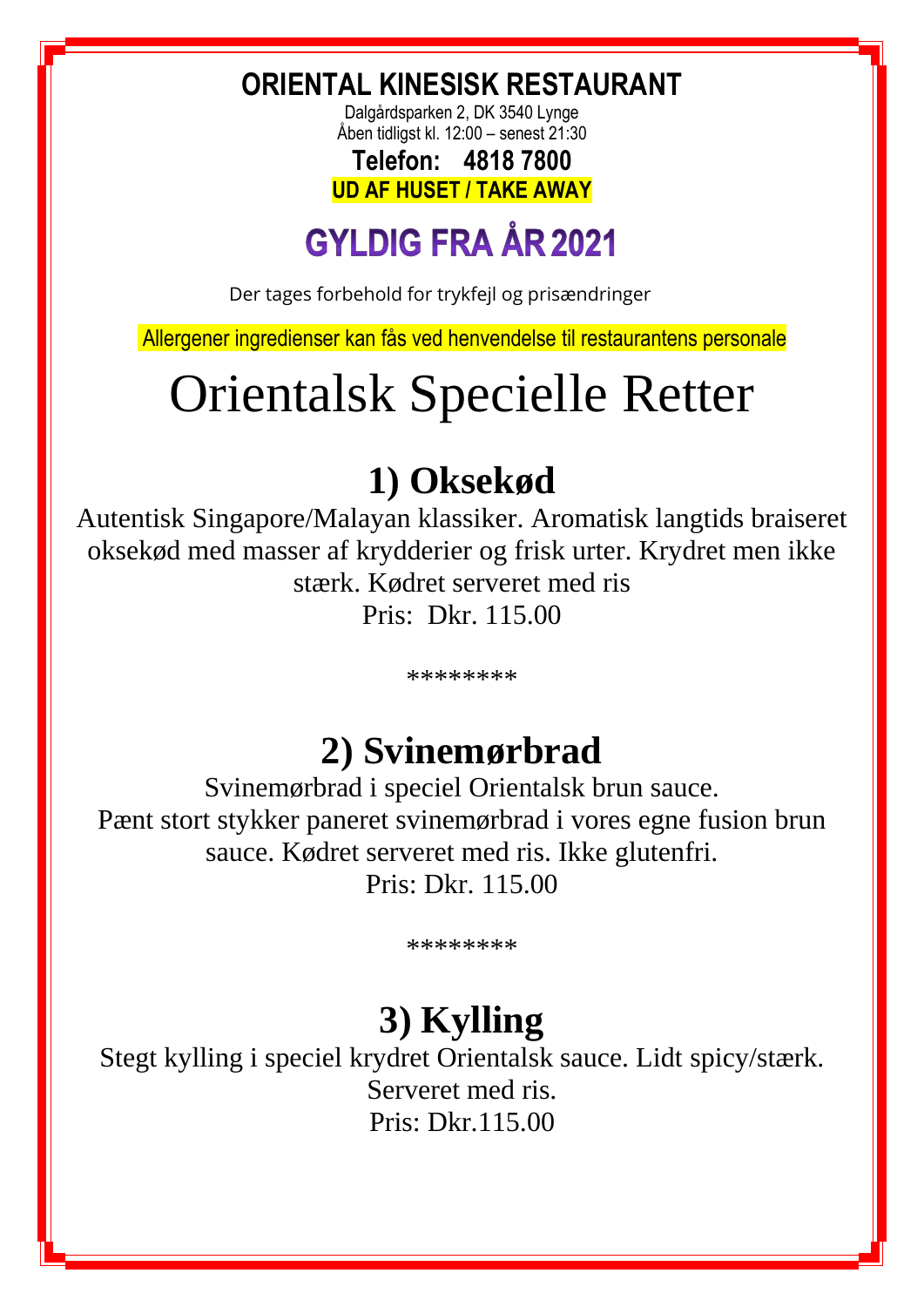# ORIENTAL KINESISK RESTAURANT

Dalgårdsparken 2, DK 3540 Lynge
Åben tidligst kl. 12:00 – senest 21:30

**Telefon: 4818 7800**

**UD AF HUSET / TAKE AWAY**

## GYLDIG FRA ÅR 2021

Der tages forbehold for trykfejl og prisændringer

Allergener ingredienser kan fås ved henvendelse til restaurantens personale

# Orientalsk Specielle Retter

## 1) Oksekød

Autentisk Singapore/Malayan klassiker. Aromatisk langtids braiseret oksekød med masser af krydderier og frisk urter. Krydret men ikke stærk. Kødret serveret med ris
Pris: Dkr. 115.00

********

## 2) Svinemørbrad

Svinemørbrad i speciel Orientalsk brun sauce.
Pænt stort stykker paneret svinemørbrad i vores egne fusion brun sauce. Kødret serveret med ris. Ikke glutenfri.
Pris: Dkr. 115.00

********

## 3) Kylling

Stegt kylling i speciel krydret Orientalsk sauce. Lidt spicy/stærk.
Serveret med ris.
Pris: Dkr.115.00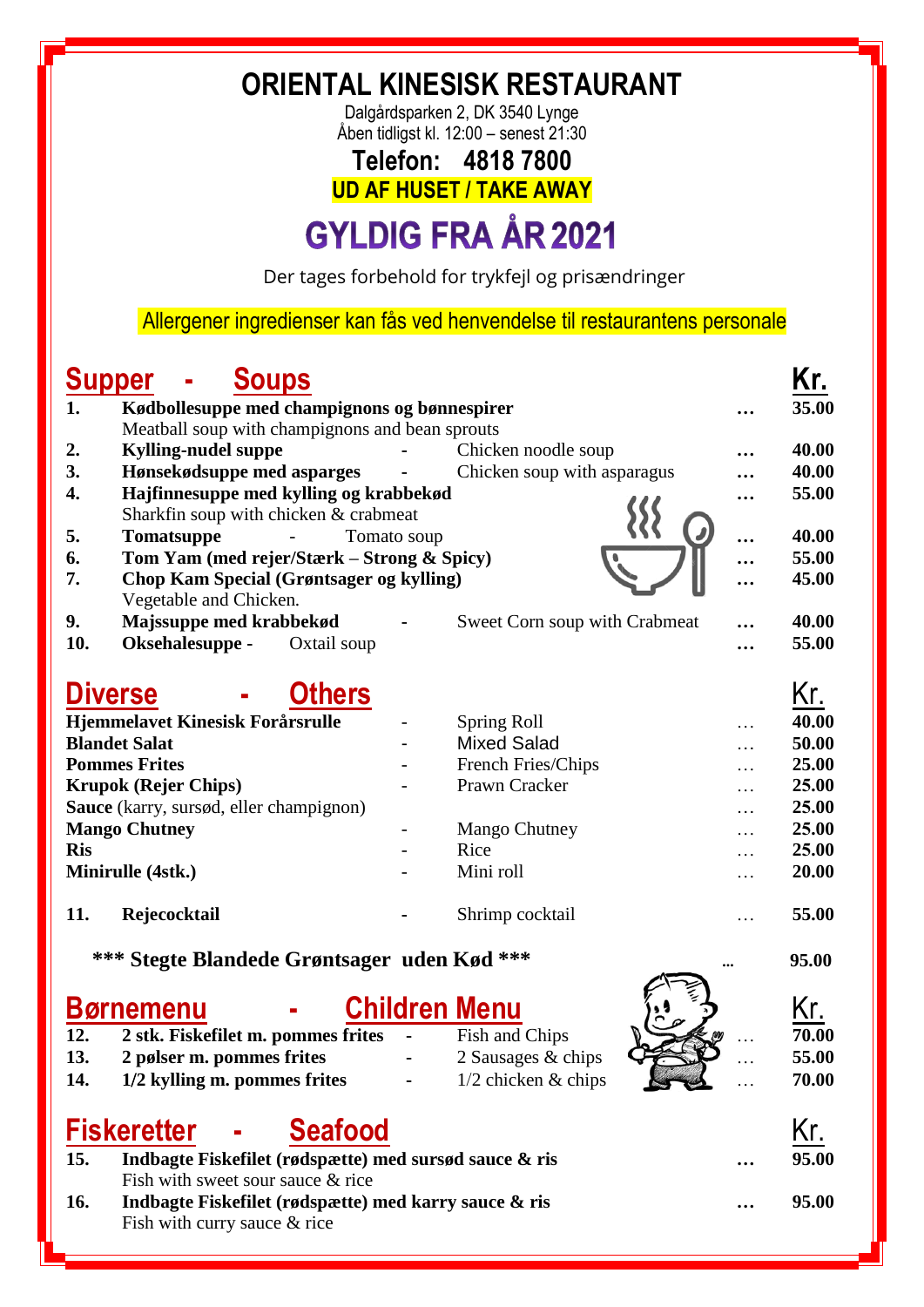# ORIENTAL KINESISK RESTAURANT

Dalgårdsparken 2, DK 3540 Lynge
Åben tidligst kl. 12:00 – senest 21:30

**Telefon: 4818 7800**

**UD AF HUSET / TAKE AWAY**

## GYLDIG FRA ÅR 2021

Der tages forbehold for trykfejl og prisændringer

Allergener ingredienser kan fås ved henvendelse til restaurantens personale

## Supper - Soups

| | | | Kr. |
|---|---|---|---|
| 1. | **Kødbollesuppe med champignons og bønnespirer** Meatball soup with champignons and bean sprouts | … | 35.00 |
| 2. | **Kylling-nudel suppe** - Chicken noodle soup | … | 40.00 |
| 3. | **Hønsekødsuppe med asparges** - Chicken soup with asparagus | … | 40.00 |
| 4. | **Hajfinnesuppe med kylling og krabbekød** Sharkfin soup with chicken & crabmeat | … | 55.00 |
| 5. | **Tomatsuppe** - Tomato soup | … | 40.00 |
| 6. | **Tom Yam (med rejer/Stærk – Strong & Spicy)** | … | 55.00 |
| 7. | **Chop Kam Special (Grøntsager og kylling)** Vegetable and Chicken. | … | 45.00 |
| 9. | **Majssuppe med krabbekød** - Sweet Corn soup with Crabmeat | … | 40.00 |
| 10. | **Oksehalesuppe** - Oxtail soup | … | 55.00 |

## Diverse - Others

| | | | Kr. |
|---|---|---|---|
| **Hjemmelavet Kinesisk Forårsrulle** | - Spring Roll | … | 40.00 |
| **Blandet Salat** | - Mixed Salad | … | 50.00 |
| **Pommes Frites** | - French Fries/Chips | … | 25.00 |
| **Krupok (Rejer Chips)** | - Prawn Cracker | … | 25.00 |
| **Sauce** (karry, sursød, eller champignon) | | … | 25.00 |
| **Mango Chutney** | - Mango Chutney | … | 25.00 |
| **Ris** | - Rice | … | 25.00 |
| **Minirulle (4stk.)** | - Mini roll | … | 20.00 |
| 11. **Rejecocktail** | - Shrimp cocktail | … | 55.00 |

**\*\*\* Stegte Blandede Grøntsager uden Kød \*\*\*** … 95.00

## Børnemenu - Children Menu

| | | | | Kr. |
|---|---|---|---|---|
| 12. | **2 stk. Fiskefilet m. pommes frites** | - Fish and Chips | … | 70.00 |
| 13. | **2 pølser m. pommes frites** | - 2 Sausages & chips | … | 55.00 |
| 14. | **1/2 kylling m. pommes frites** | - 1/2 chicken & chips | … | 70.00 |

## Fiskeretter - Seafood

| | | | Kr. |
|---|---|---|---|
| 15. | **Indbagte Fiskefilet (rødspætte) med sursød sauce & ris** Fish with sweet sour sauce & rice | … | 95.00 |
| 16. | **Indbagte Fiskefilet (rødspætte) med karry sauce & ris** Fish with curry sauce & rice | … | 95.00 |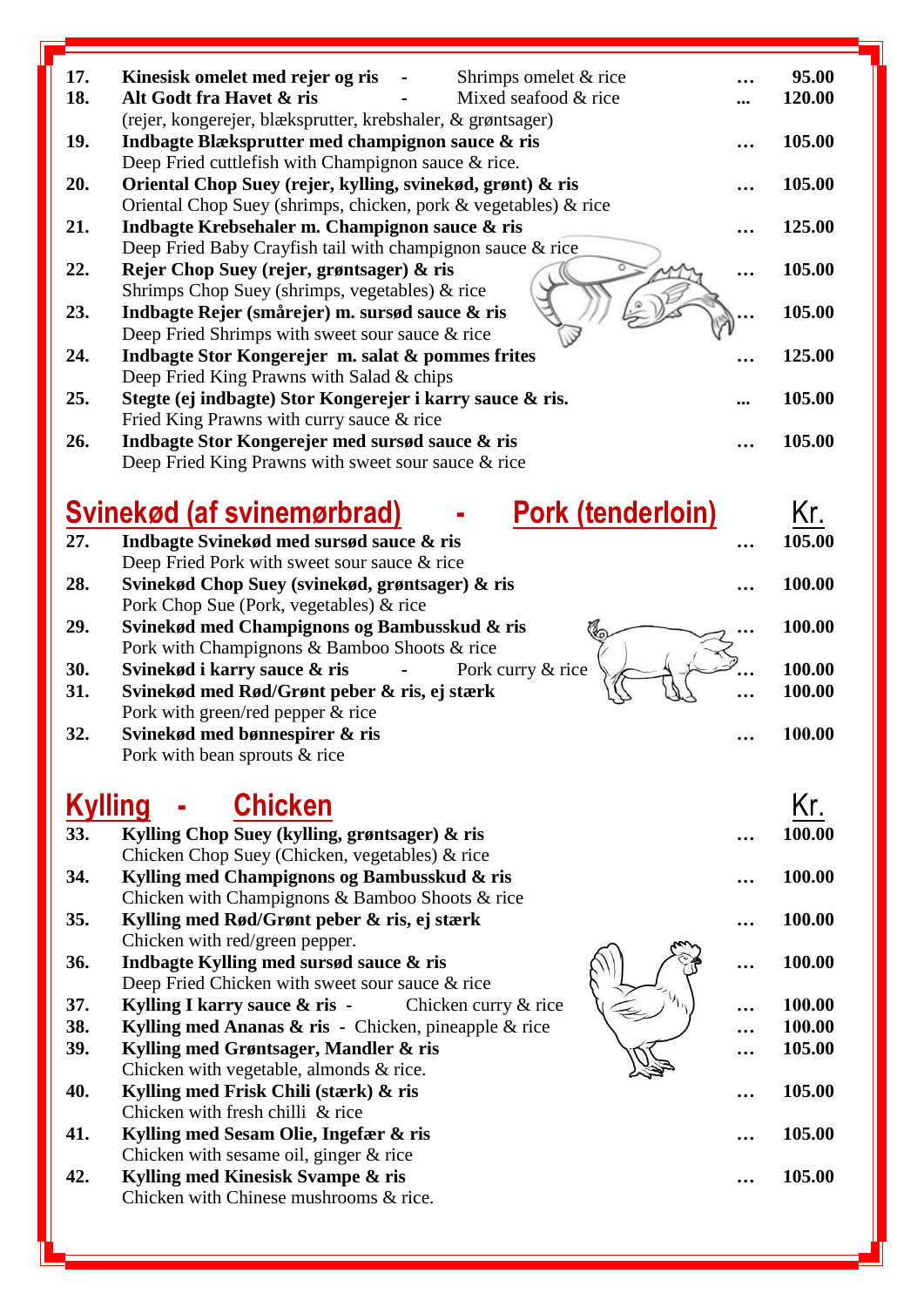**17.** **Kinesisk omelet med rejer og ris** - Shrimps omelet & rice … **95.00**

**18.** **Alt Godt fra Havet & ris** - Mixed seafood & rice ... **120.00**
(rejer, kongerejer, blæksprutter, krebshaler, & grøntsager)

**19.** **Indbagte Blæksprutter med champignon sauce & ris** … **105.00**
Deep Fried cuttlefish with Champignon sauce & rice.

**20.** **Oriental Chop Suey (rejer, kylling, svinekød, grønt) & ris** … **105.00**
Oriental Chop Suey (shrimps, chicken, pork & vegetables) & rice

**21.** **Indbagte Krebsehaler m. Champignon sauce & ris** … **125.00**
Deep Fried Baby Crayfish tail with champignon sauce & rice

**22.** **Rejer Chop Suey (rejer, grøntsager) & ris** … **105.00**
Shrimps Chop Suey (shrimps, vegetables) & rice

**23.** **Indbagte Rejer (smårejer) m. sursød sauce & ris** … **105.00**
Deep Fried Shrimps with sweet sour sauce & rice

**24.** **Indbagte Stor Kongerejer m. salat & pommes frites** … **125.00**
Deep Fried King Prawns with Salad & chips

**25.** **Stegte (ej indbagte) Stor Kongerejer i karry sauce & ris.** ... **105.00**
Fried King Prawns with curry sauce & rice

**26.** **Indbagte Stor Kongerejer med sursød sauce & ris** … **105.00**
Deep Fried King Prawns with sweet sour sauce & rice

## Svinekød (af svinemørbrad) - Pork (tenderloin) Kr.

**27.** **Indbagte Svinekød med sursød sauce & ris** … **105.00**
Deep Fried Pork with sweet sour sauce & rice

**28.** **Svinekød Chop Suey (svinekød, grøntsager) & ris** … **100.00**
Pork Chop Sue (Pork, vegetables) & rice

**29.** **Svinekød med Champignons og Bambusskud & ris** … **100.00**
Pork with Champignons & Bamboo Shoots & rice

**30.** **Svinekød i karry sauce & ris** - Pork curry & rice … **100.00**

**31.** **Svinekød med Rød/Grønt peber & ris, ej stærk** … **100.00**
Pork with green/red pepper & rice

**32.** **Svinekød med bønnespirer & ris** … **100.00**
Pork with bean sprouts & rice

## Kylling - Chicken Kr.

**33.** **Kylling Chop Suey (kylling, grøntsager) & ris** … **100.00**
Chicken Chop Suey (Chicken, vegetables) & rice

**34.** **Kylling med Champignons og Bambusskud & ris** … **100.00**
Chicken with Champignons & Bamboo Shoots & rice

**35.** **Kylling med Rød/Grønt peber & ris, ej stærk** … **100.00**
Chicken with red/green pepper.

**36.** **Indbagte Kylling med sursød sauce & ris** … **100.00**
Deep Fried Chicken with sweet sour sauce & rice

**37.** **Kylling I karry sauce & ris** - Chicken curry & rice … **100.00**

**38.** **Kylling med Ananas & ris** - Chicken, pineapple & rice … **100.00**

**39.** **Kylling med Grøntsager, Mandler & ris** … **105.00**
Chicken with vegetable, almonds & rice.

**40.** **Kylling med Frisk Chili (stærk) & ris** … **105.00**
Chicken with fresh chilli & rice

**41.** **Kylling med Sesam Olie, Ingefær & ris** … **105.00**
Chicken with sesame oil, ginger & rice

**42.** **Kylling med Kinesisk Svampe & ris** … **105.00**
Chicken with Chinese mushrooms & rice.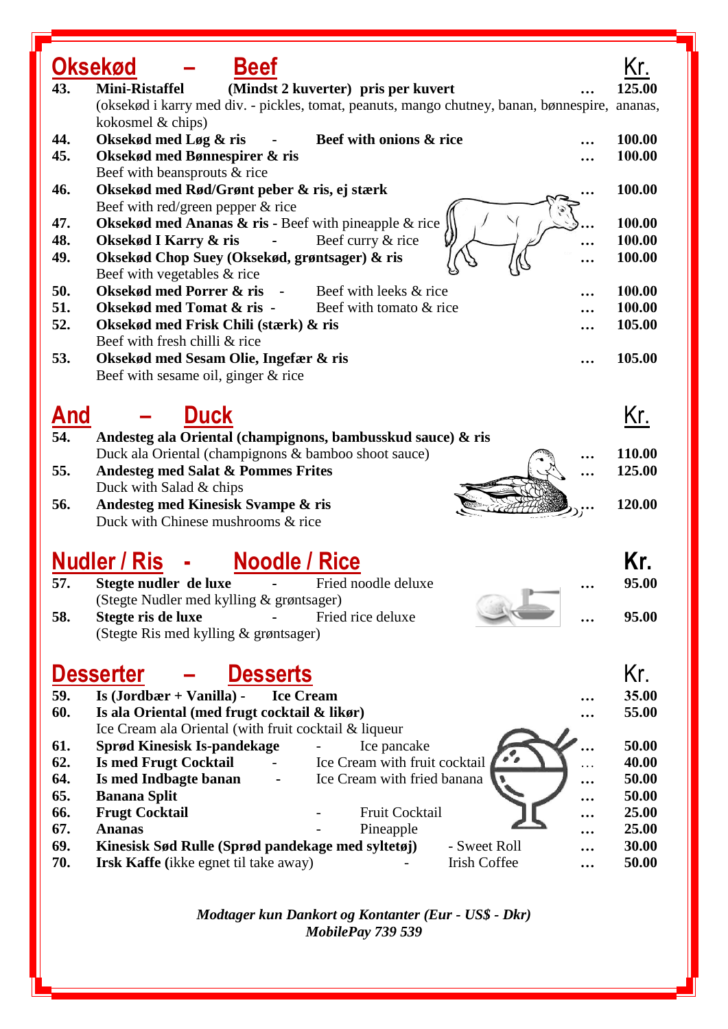## Oksekød – Beef (Kr.)

| Nr. | Ret | Kr. |
|---|---|---|
| 43. | **Mini-Ristaffel** **(Mindst 2 kuverter) pris per kuvert** (oksekød i karry med div. - pickles, tomat, peanuts, mango chutney, banan, bønnespire, ananas, kokosmel & chips) | **125.00** |
| 44. | **Oksekød med Løg & ris** - **Beef with onions & rice** | **100.00** |
| 45. | **Oksekød med Bønnespirer & ris** Beef with beansprouts & rice | **100.00** |
| 46. | **Oksekød med Rød/Grønt peber & ris, ej stærk** Beef with red/green pepper & rice | **100.00** |
| 47. | **Oksekød med Ananas & ris** - Beef with pineapple & rice | **100.00** |
| 48. | **Oksekød I Karry & ris** - Beef curry & rice | **100.00** |
| 49. | **Oksekød Chop Suey (Oksekød, grøntsager) & ris** Beef with vegetables & rice | **100.00** |
| 50. | **Oksekød med Porrer & ris** - Beef with leeks & rice | **100.00** |
| 51. | **Oksekød med Tomat & ris** - Beef with tomato & rice | **100.00** |
| 52. | **Oksekød med Frisk Chili (stærk) & ris** Beef with fresh chilli & rice | **105.00** |
| 53. | **Oksekød med Sesam Olie, Ingefær & ris** Beef with sesame oil, ginger & rice | **105.00** |

## And – Duck (Kr.)

| Nr. | Ret | Kr. |
|---|---|---|
| 54. | **Andesteg ala Oriental (champignons, bambusskud sauce) & ris** Duck ala Oriental (champignons & bamboo shoot sauce) | **110.00** |
| 55. | **Andesteg med Salat & Pommes Frites** Duck with Salad & chips | **125.00** |
| 56. | **Andesteg med Kinesisk Svampe & ris** Duck with Chinese mushrooms & rice | **120.00** |

## Nudler / Ris - Noodle / Rice (Kr.)

| Nr. | Ret | Kr. |
|---|---|---|
| 57. | **Stegte nudler de luxe** - Fried noodle deluxe (Stegte Nudler med kylling & grøntsager) | **95.00** |
| 58. | **Stegte ris de luxe** - Fried rice deluxe (Stegte Ris med kylling & grøntsager) | **95.00** |

## Desserter – Desserts (Kr.)

| Nr. | Ret | Kr. |
|---|---|---|
| 59. | **Is (Jordbær + Vanilla)** - **Ice Cream** | **35.00** |
| 60. | **Is ala Oriental (med frugt cocktail & likør)** Ice Cream ala Oriental (with fruit cocktail & liqueur | **55.00** |
| 61. | **Sprød Kinesisk Is-pandekage** - Ice pancake | **50.00** |
| 62. | **Is med Frugt Cocktail** - Ice Cream with fruit cocktail | **40.00** |
| 64. | **Is med Indbagte banan** - Ice Cream with fried banana | **50.00** |
| 65. | **Banana Split** | **50.00** |
| 66. | **Frugt Cocktail** - Fruit Cocktail | **25.00** |
| 67. | **Ananas** - Pineapple | **25.00** |
| 69. | **Kinesisk Sød Rulle (Sprød pandekage med syltetøj)** - Sweet Roll | **30.00** |
| 70. | **Irsk Kaffe** (ikke egnet til take away) - Irish Coffee | **50.00** |

*Modtager kun Dankort og Kontanter (Eur - US$ - Dkr)*
*MobilePay 739 539*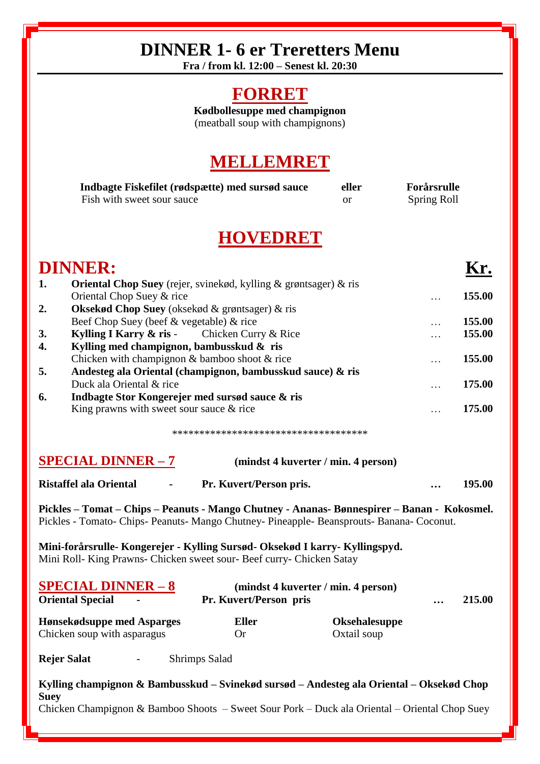# DINNER 1- 6 er Treretters Menu

**Fra / from kl. 12:00 – Senest kl. 20:30**

## FORRET

**Kødbollesuppe med champignon**
(meatball soup with champignons)

## MELLEMRET

| | | |
|---|---|---|
| **Indbagte Fiskefilet (rødspætte) med sursød sauce** | **eller** | **Forårsrulle** |
| Fish with sweet sour sauce | or | Spring Roll |

## HOVEDRET

| **DINNER:** | | | **Kr.** |
|---|---|---|---|
| **1.** | **Oriental Chop Suey** (rejer, svinekød, kylling & grøntsager) & ris<br>Oriental Chop Suey & rice | … | **155.00** |
| **2.** | **Oksekød Chop Suey** (oksekød & grøntsager) & ris<br>Beef Chop Suey (beef & vegetable) & rice | … | **155.00** |
| **3.** | **Kylling I Karry & ris** - Chicken Curry & Rice | … | **155.00** |
| **4.** | **Kylling med champignon, bambusskud & ris**<br>Chicken with champignon & bamboo shoot & rice | … | **155.00** |
| **5.** | **Andesteg ala Oriental (champignon, bambusskud sauce) & ris**<br>Duck ala Oriental & rice | … | **175.00** |
| **6.** | **Indbagte Stor Kongerejer med sursød sauce & ris**<br>King prawns with sweet sour sauce & rice | … | **175.00** |

************************************

## SPECIAL DINNER – 7

**(mindst 4 kuverter / min. 4 person)**

**Ristaffel ala Oriental** - **Pr. Kuvert/Person pris.** … **195.00**

**Pickles – Tomat – Chips – Peanuts - Mango Chutney - Ananas- Bønnespirer – Banan - Kokosmel.**
Pickles - Tomato- Chips- Peanuts- Mango Chutney- Pineapple- Beansprouts- Banana- Coconut.

**Mini-forårsrulle- Kongerejer - Kylling Sursød- Oksekød I karry- Kyllingspyd.**
Mini Roll- King Prawns- Chicken sweet sour- Beef curry- Chicken Satay

## SPECIAL DINNER – 8

**(mindst 4 kuverter / min. 4 person)**

**Oriental Special** - **Pr. Kuvert/Person pris** … **215.00**

| | | |
|---|---|---|
| **Hønsekødsuppe med Asparges** | **Eller** | **Oksehalesuppe** |
| Chicken soup with asparagus | Or | Oxtail soup |

**Rejer Salat** - Shrimps Salad

**Kylling champignon & Bambusskud – Svinekød sursød – Andesteg ala Oriental – Oksekød Chop Suey**
Chicken Champignon & Bamboo Shoots – Sweet Sour Pork – Duck ala Oriental – Oriental Chop Suey